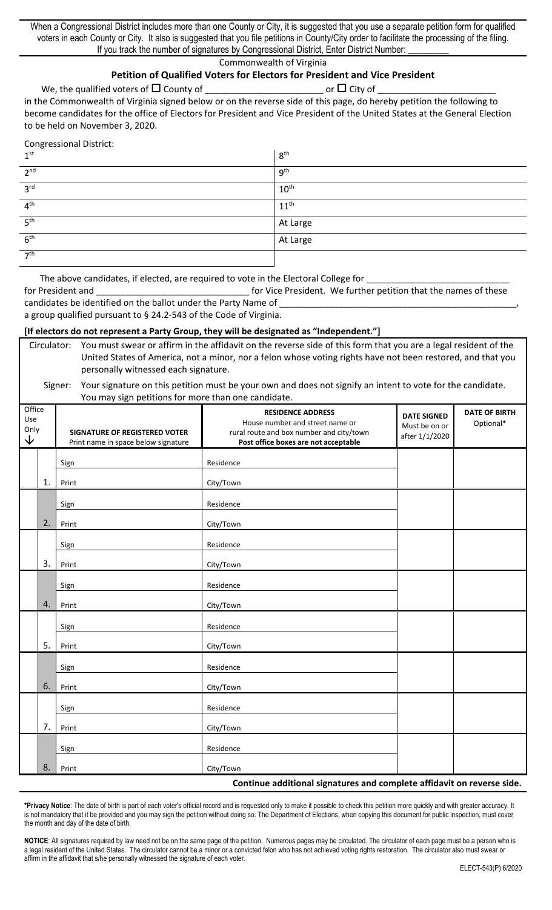When a Congressional District includes more than one County or City, it is suggested that you use a separate petition form for qualified voters in each County or City. It also is suggested that you file petitions in County/City order to facilitate the processing of the filing. If you track the number of signatures by Congressional District, Enter District Number: _________

Commonwealth of Virginia

## Petition of Qualified Voters for Electors for President and Vice President

We, the qualified voters of ☐ County of ________________________ or ☐ City of ________________________ in the Commonwealth of Virginia signed below or on the reverse side of this page, do hereby petition the following to become candidates for the office of Electors for President and Vice President of the United States at the General Election to be held on November 3, 2020.

Congressional District:

| | |
|---|---|
| 1st | 8th |
| 2nd | 9th |
| 3rd | 10th |
| 4th | 11th |
| 5th | At Large |
| 6th | At Large |
| 7th | |

The above candidates, if elected, are required to vote in the Electoral College for ____________________________ for President and ______________________________ for Vice President. We further petition that the names of these candidates be identified on the ballot under the Party Name of ________________________________________________, a group qualified pursuant to § 24.2-543 of the Code of Virginia.

**[If electors do not represent a Party Group, they will be designated as "Independent."]**

Circulator: You must swear or affirm in the affidavit on the reverse side of this form that you are a legal resident of the United States of America, not a minor, nor a felon whose voting rights have not been restored, and that you personally witnessed each signature.

Signer: Your signature on this petition must be your own and does not signify an intent to vote for the candidate. You may sign petitions for more than one candidate.

| Office Use Only ↓ | | SIGNATURE OF REGISTERED VOTER<br>Print name in space below signature | RESIDENCE ADDRESS<br>House number and street name or rural route and box number and city/town<br>Post office boxes are not acceptable | DATE SIGNED<br>Must be on or after 1/1/2020 | DATE OF BIRTH<br>Optional* |
|---|---|---|---|---|---|
| | 1. | Sign<br>Print | Residence<br>City/Town | | |
| | 2. | Sign<br>Print | Residence<br>City/Town | | |
| | 3. | Sign<br>Print | Residence<br>City/Town | | |
| | 4. | Sign<br>Print | Residence<br>City/Town | | |
| | 5. | Sign<br>Print | Residence<br>City/Town | | |
| | 6. | Sign<br>Print | Residence<br>City/Town | | |
| | 7. | Sign<br>Print | Residence<br>City/Town | | |
| | 8. | Sign<br>Print | Residence<br>City/Town | | |

**Continue additional signatures and complete affidavit on reverse side.**

**\*Privacy Notice**: The date of birth is part of each voter's official record and is requested only to make it possible to check this petition more quickly and with greater accuracy. It is not mandatory that it be provided and you may sign the petition without doing so. The Department of Elections, when copying this document for public inspection, must cover the month and day of the date of birth.

**NOTICE**: All signatures required by law need not be on the same page of the petition. Numerous pages may be circulated. The circulator of each page must be a person who is a legal resident of the United States. The circulator cannot be a minor or a convicted felon who has not achieved voting rights restoration. The circulator also must swear or affirm in the affidavit that s/he personally witnessed the signature of each voter.

ELECT-543(P) 6/2020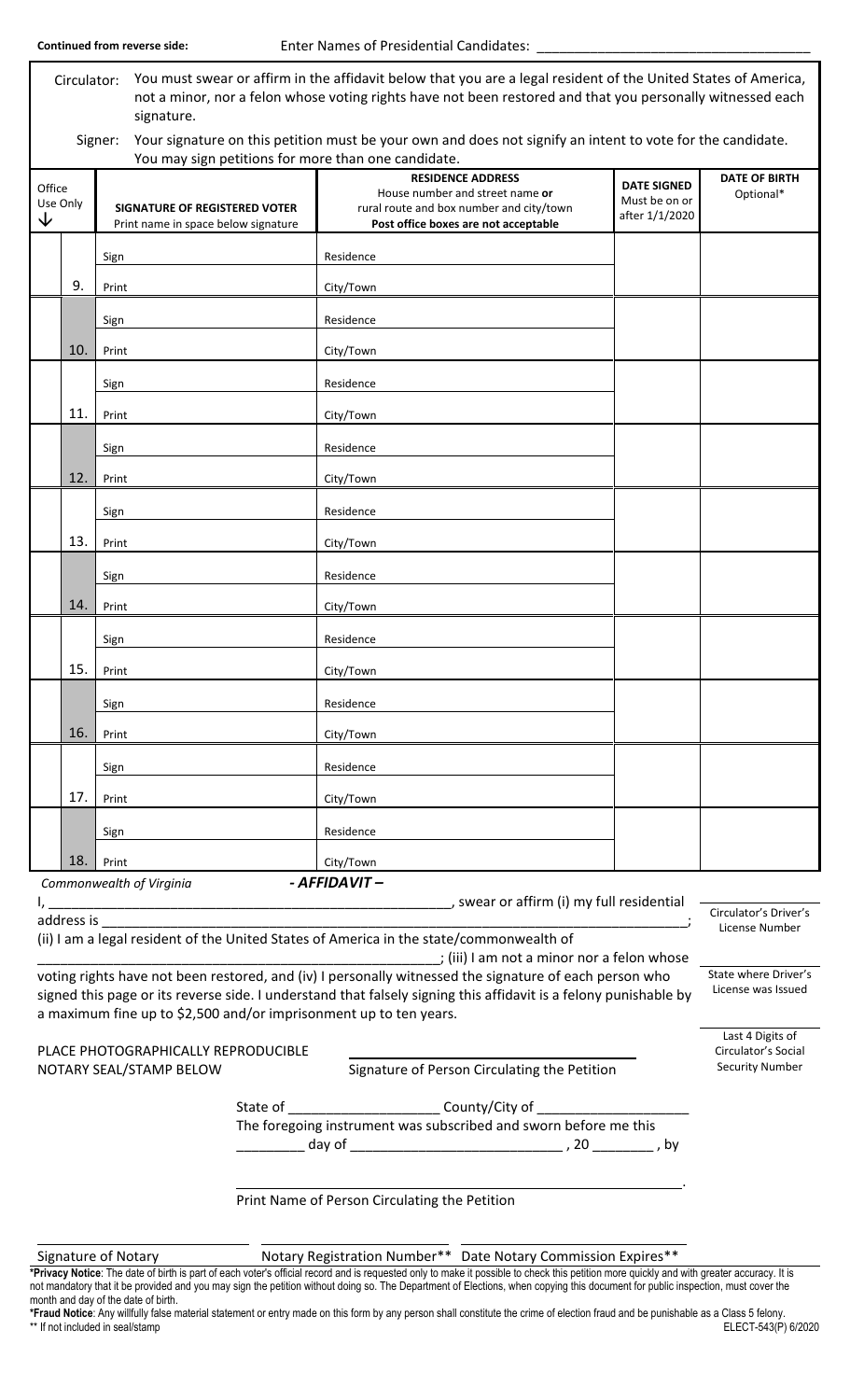**Continued from reverse side:** Enter Names of Presidential Candidates: ___________________________________

Circulator: You must swear or affirm in the affidavit below that you are a legal resident of the United States of America, not a minor, nor a felon whose voting rights have not been restored and that you personally witnessed each signature.

Signer: Your signature on this petition must be your own and does not signify an intent to vote for the candidate. You may sign petitions for more than one candidate.

| Office Use Only ↓ | | SIGNATURE OF REGISTERED VOTER Print name in space below signature | RESIDENCE ADDRESS House number and street name **or** rural route and box number and city/town **Post office boxes are not acceptable** | DATE SIGNED Must be on or after 1/1/2020 | DATE OF BIRTH Optional* |
|---|---|---|---|---|---|
| | 9. | Sign<br>Print | Residence<br>City/Town | | |
| | 10. | Sign<br>Print | Residence<br>City/Town | | |
| | 11. | Sign<br>Print | Residence<br>City/Town | | |
| | 12. | Sign<br>Print | Residence<br>City/Town | | |
| | 13. | Sign<br>Print | Residence<br>City/Town | | |
| | 14. | Sign<br>Print | Residence<br>City/Town | | |
| | 15. | Sign<br>Print | Residence<br>City/Town | | |
| | 16. | Sign<br>Print | Residence<br>City/Town | | |
| | 17. | Sign<br>Print | Residence<br>City/Town | | |
| | 18. | Sign<br>Print | Residence<br>City/Town | | |

*Commonwealth of Virginia*

***- AFFIDAVIT –***

I, ____________________________________________________, swear or affirm (i) my full residential address is ____________________________________________________________________________; (ii) I am a legal resident of the United States of America in the state/commonwealth of ______________________________________________________; (iii) I am not a minor nor a felon whose voting rights have not been restored, and (iv) I personally witnessed the signature of each person who signed this page or its reverse side. I understand that falsely signing this affidavit is a felony punishable by a maximum fine up to $2,500 and/or imprisonment up to ten years.

_______________ Circulator's Driver's License Number

_______________ State where Driver's License was Issued

_______________ Last 4 Digits of Circulator's Social Security Number

PLACE PHOTOGRAPHICALLY REPRODUCIBLE NOTARY SEAL/STAMP BELOW

______________________________
Signature of Person Circulating the Petition

State of ____________________ County/City of ____________________
The foregoing instrument was subscribed and sworn before me this _________ day of ___________________________ , 20 ________ , by

______________________________________________________________.
Print Name of Person Circulating the Petition

______________________ Signature of Notary

______________________ Notary Registration Number**

______________________ Date Notary Commission Expires**

**\*Privacy Notice**: The date of birth is part of each voter's official record and is requested only to make it possible to check this petition more quickly and with greater accuracy. It is not mandatory that it be provided and you may sign the petition without doing so. The Department of Elections, when copying this document for public inspection, must cover the month and day of the date of birth.

**\*Fraud Notice**: Any willfully false material statement or entry made on this form by any person shall constitute the crime of election fraud and be punishable as a Class 5 felony.

** If not included in seal/stamp

ELECT-543(P) 6/2020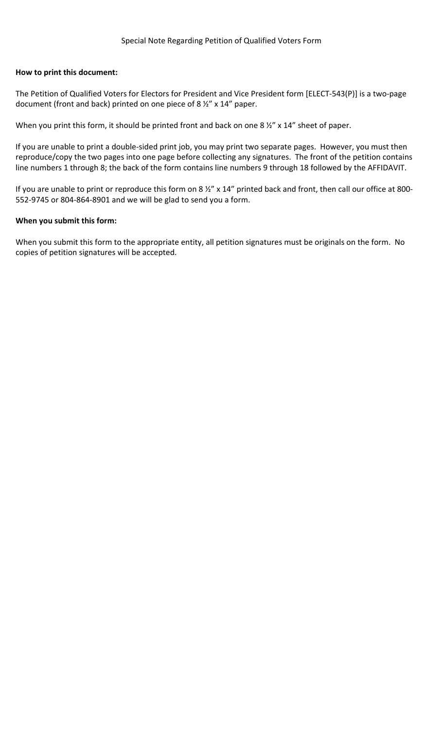Special Note Regarding Petition of Qualified Voters Form

**How to print this document:**

The Petition of Qualified Voters for Electors for President and Vice President form [ELECT-543(P)] is a two-page document (front and back) printed on one piece of 8 ½" x 14" paper.

When you print this form, it should be printed front and back on one 8 ½" x 14" sheet of paper.

If you are unable to print a double-sided print job, you may print two separate pages. However, you must then reproduce/copy the two pages into one page before collecting any signatures. The front of the petition contains line numbers 1 through 8; the back of the form contains line numbers 9 through 18 followed by the AFFIDAVIT.

If you are unable to print or reproduce this form on 8 ½" x 14" printed back and front, then call our office at 800-552-9745 or 804-864-8901 and we will be glad to send you a form.

**When you submit this form:**

When you submit this form to the appropriate entity, all petition signatures must be originals on the form. No copies of petition signatures will be accepted.